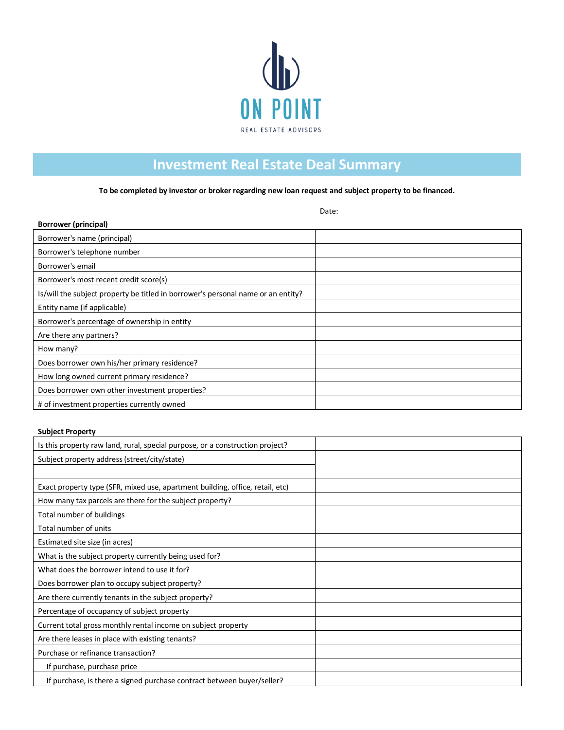ON POINT

REAL ESTATE ADVISORS

# Investment Real Estate Deal Summary

**To be completed by investor or broker regarding new loan request and subject property to be financed.**

Date:

**Borrower (principal)**

| | |
|---|---|
| Borrower's name (principal) | |
| Borrower's telephone number | |
| Borrower's email | |
| Borrower's most recent credit score(s) | |
| Is/will the subject property be titled in borrower's personal name or an entity? | |
| Entity name (if applicable) | |
| Borrower's percentage of ownership in entity | |
| Are there any partners? | |
| How many? | |
| Does borrower own his/her primary residence? | |
| How long owned current primary residence? | |
| Does borrower own other investment properties? | |
| # of investment properties currently owned | |

**Subject Property**

| | |
|---|---|
| Is this property raw land, rural, special purpose, or a construction project? | |
| Subject property address (street/city/state) | |
| | |
| Exact property type (SFR, mixed use, apartment building, office, retail, etc) | |
| How many tax parcels are there for the subject property? | |
| Total number of buildings | |
| Total number of units | |
| Estimated site size (in acres) | |
| What is the subject property currently being used for? | |
| What does the borrower intend to use it for? | |
| Does borrower plan to occupy subject property? | |
| Are there currently tenants in the subject property? | |
| Percentage of occupancy of subject property | |
| Current total gross monthly rental income on subject property | |
| Are there leases in place with existing tenants? | |
| Purchase or refinance transaction? | |
| If purchase, purchase price | |
| If purchase, is there a signed purchase contract between buyer/seller? | |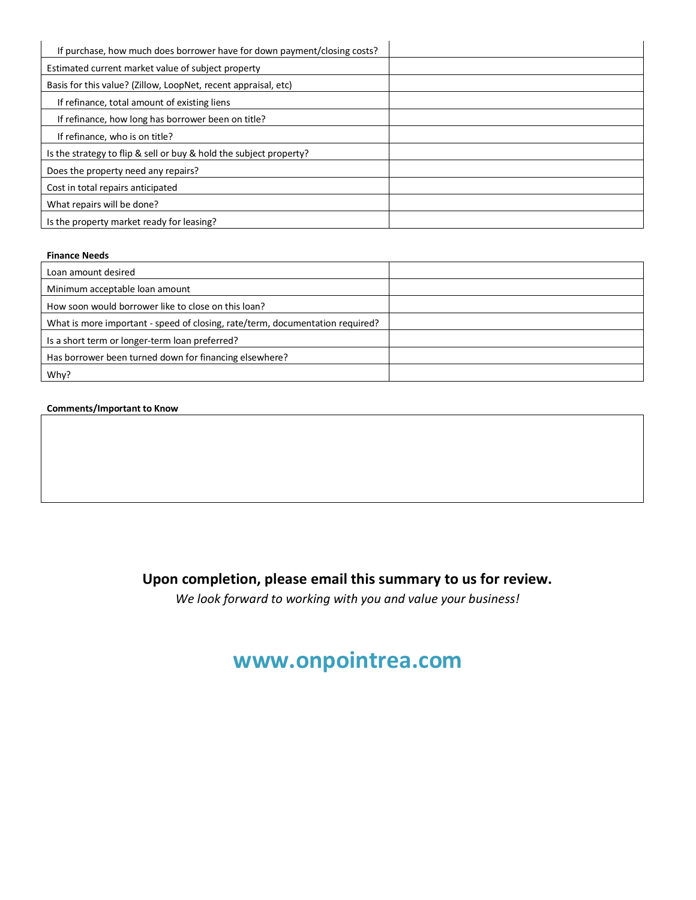| | |
|---|---|
| If purchase, how much does borrower have for down payment/closing costs? | |
| Estimated current market value of subject property | |
| Basis for this value? (Zillow, LoopNet, recent appraisal, etc) | |
| If refinance, total amount of existing liens | |
| If refinance, how long has borrower been on title? | |
| If refinance, who is on title? | |
| Is the strategy to flip & sell or buy & hold the subject property? | |
| Does the property need any repairs? | |
| Cost in total repairs anticipated | |
| What repairs will be done? | |
| Is the property market ready for leasing? | |

**Finance Needs**

| | |
|---|---|
| Loan amount desired | |
| Minimum acceptable loan amount | |
| How soon would borrower like to close on this loan? | |
| What is more important - speed of closing, rate/term, documentation required? | |
| Is a short term or longer-term loan preferred? | |
| Has borrower been turned down for financing elsewhere? | |
| Why? | |

**Comments/Important to Know**

| |
|---|
| |

**Upon completion, please email this summary to us for review.**

*We look forward to working with you and value your business!*

## www.onpointrea.com